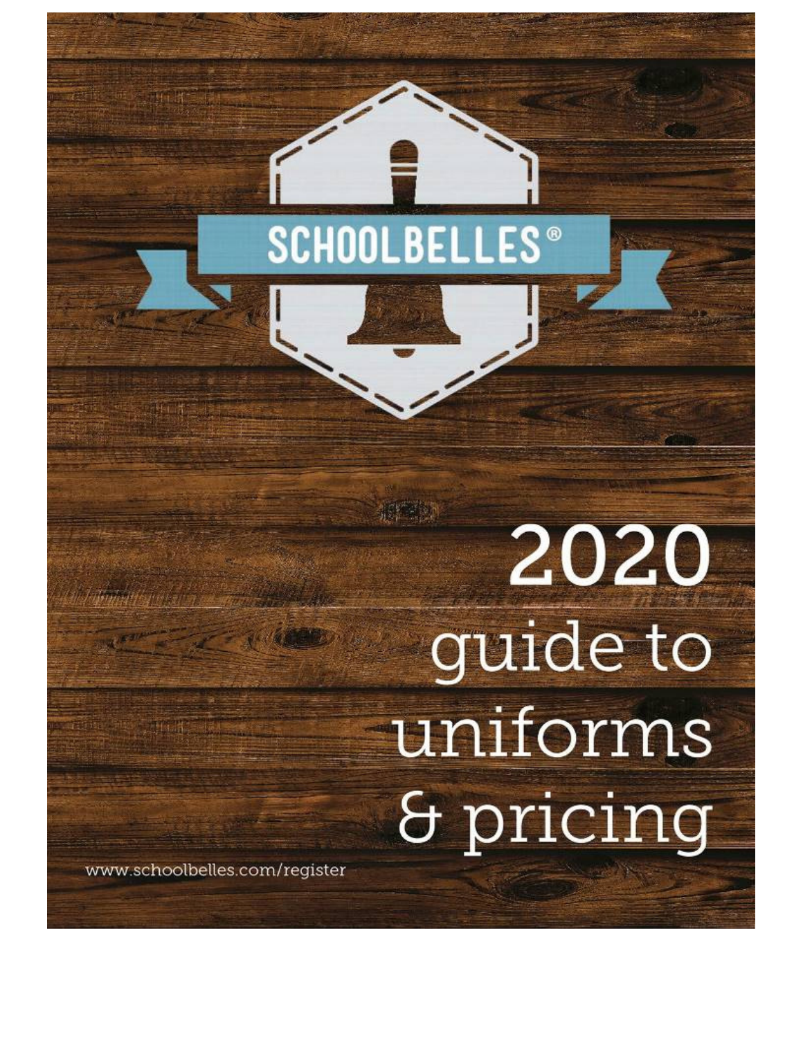# SCHOOLBELLES®

# 2020 guide to uniforms & pricing

www.schoolbelles.com/register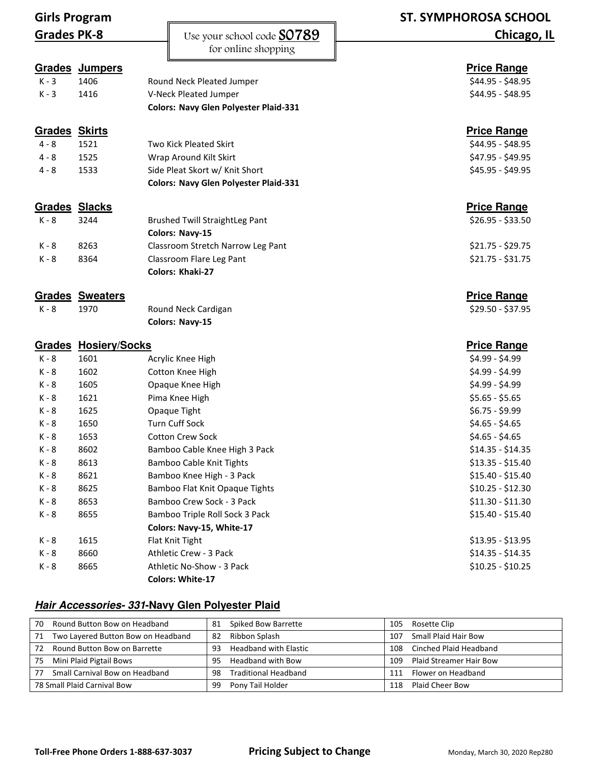# Girls Program
## Grades PK-8

Use your school code **S0789** for online shopping

# ST. SYMPHOROSA SCHOOL
## Chicago, IL

| Grades | Jumpers | | Price Range |
|---|---|---|---|
| K - 3 | 1406 | Round Neck Pleated Jumper | $44.95 - $48.95 |
| K - 3 | 1416 | V-Neck Pleated Jumper | $44.95 - $48.95 |
| | | **Colors: Navy Glen Polyester Plaid-331** | |

| Grades | Skirts | | Price Range |
|---|---|---|---|
| 4 - 8 | 1521 | Two Kick Pleated Skirt | $44.95 - $48.95 |
| 4 - 8 | 1525 | Wrap Around Kilt Skirt | $47.95 - $49.95 |
| 4 - 8 | 1533 | Side Pleat Skort w/ Knit Short | $45.95 - $49.95 |
| | | **Colors: Navy Glen Polyester Plaid-331** | |

| Grades | Slacks | | Price Range |
|---|---|---|---|
| K - 8 | 3244 | Brushed Twill StraightLeg Pant | $26.95 - $33.50 |
| | | **Colors: Navy-15** | |
| K - 8 | 8263 | Classroom Stretch Narrow Leg Pant | $21.75 - $29.75 |
| K - 8 | 8364 | Classroom Flare Leg Pant | $21.75 - $31.75 |
| | | **Colors: Khaki-27** | |

| Grades | Sweaters | | Price Range |
|---|---|---|---|
| K - 8 | 1970 | Round Neck Cardigan | $29.50 - $37.95 |
| | | **Colors: Navy-15** | |

| Grades | Hosiery/Socks | | Price Range |
|---|---|---|---|
| K - 8 | 1601 | Acrylic Knee High | $4.99 - $4.99 |
| K - 8 | 1602 | Cotton Knee High | $4.99 - $4.99 |
| K - 8 | 1605 | Opaque Knee High | $4.99 - $4.99 |
| K - 8 | 1621 | Pima Knee High | $5.65 - $5.65 |
| K - 8 | 1625 | Opaque Tight | $6.75 - $9.99 |
| K - 8 | 1650 | Turn Cuff Sock | $4.65 - $4.65 |
| K - 8 | 1653 | Cotton Crew Sock | $4.65 - $4.65 |
| K - 8 | 8602 | Bamboo Cable Knee High 3 Pack | $14.35 - $14.35 |
| K - 8 | 8613 | Bamboo Cable Knit Tights | $13.35 - $15.40 |
| K - 8 | 8621 | Bamboo Knee High - 3 Pack | $15.40 - $15.40 |
| K - 8 | 8625 | Bamboo Flat Knit Opaque Tights | $10.25 - $12.30 |
| K - 8 | 8653 | Bamboo Crew Sock - 3 Pack | $11.30 - $11.30 |
| K - 8 | 8655 | Bamboo Triple Roll Sock 3 Pack | $15.40 - $15.40 |
| | | **Colors: Navy-15, White-17** | |
| K - 8 | 1615 | Flat Knit Tight | $13.95 - $13.95 |
| K - 8 | 8660 | Athletic Crew - 3 Pack | $14.35 - $14.35 |
| K - 8 | 8665 | Athletic No-Show - 3 Pack | $10.25 - $10.25 |
| | | **Colors: White-17** | |

### *Hair Accessories- 331*-Navy Glen Polyester Plaid

| | | |
|---|---|---|
| 70 Round Button Bow on Headband | 81 Spiked Bow Barrette | 105 Rosette Clip |
| 71 Two Layered Button Bow on Headband | 82 Ribbon Splash | 107 Small Plaid Hair Bow |
| 72 Round Button Bow on Barrette | 93 Headband with Elastic | 108 Cinched Plaid Headband |
| 75 Mini Plaid Pigtail Bows | 95 Headband with Bow | 109 Plaid Streamer Hair Bow |
| 77 Small Carnival Bow on Headband | 98 Traditional Headband | 111 Flower on Headband |
| 78 Small Plaid Carnival Bow | 99 Pony Tail Holder | 118 Plaid Cheer Bow |

**Toll-Free Phone Orders 1-888-637-3037** **Pricing Subject to Change** Monday, March 30, 2020 Rep280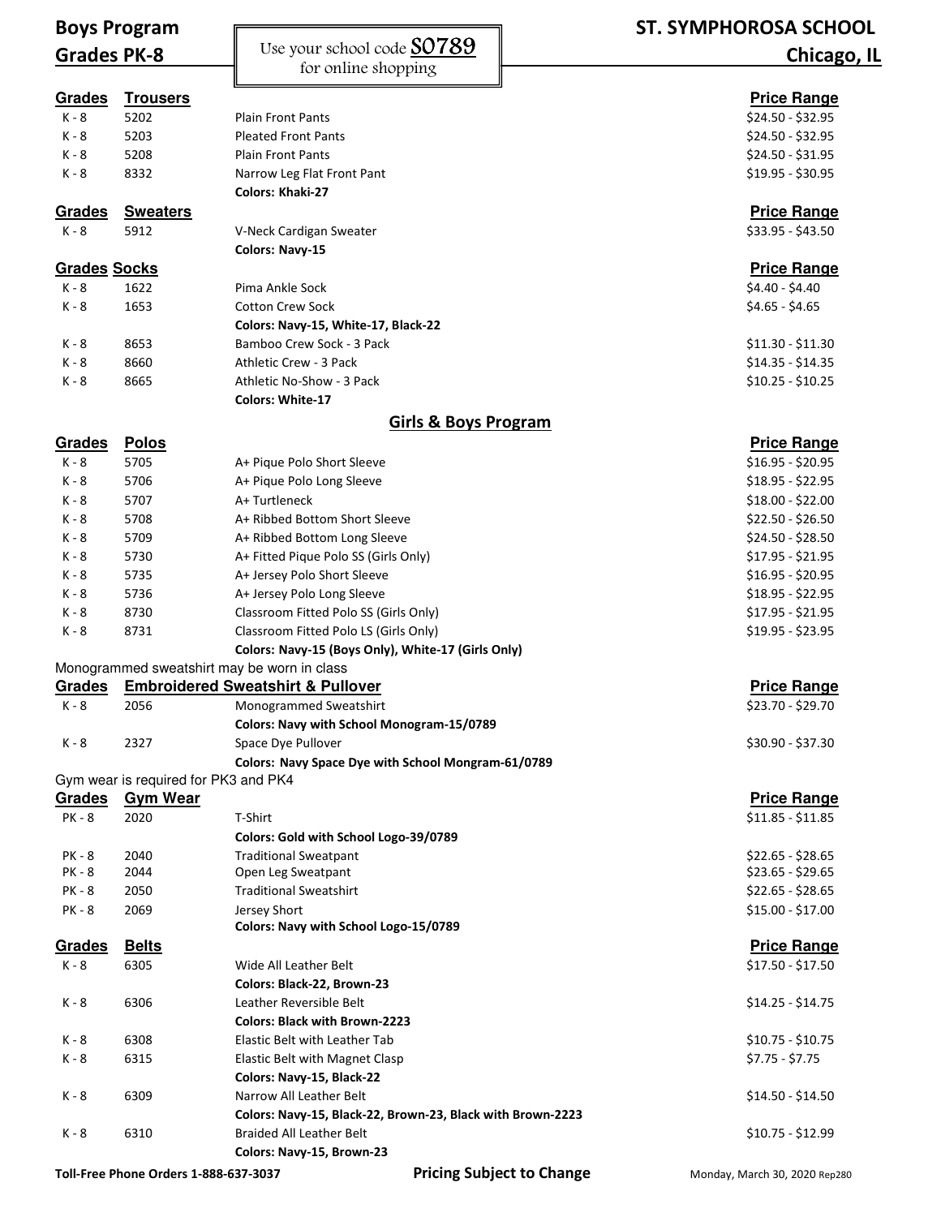# Boys Program
## Grades PK-8

Use your school code **S0789** for online shopping

# ST. SYMPHOROSA SCHOOL
## Chicago, IL

| Grades | Trousers | | Price Range |
|---|---|---|---|
| K - 8 | 5202 | Plain Front Pants | $24.50 - $32.95 |
| K - 8 | 5203 | Pleated Front Pants | $24.50 - $32.95 |
| K - 8 | 5208 | Plain Front Pants | $24.50 - $31.95 |
| K - 8 | 8332 | Narrow Leg Flat Front Pant | $19.95 - $30.95 |
| | | **Colors: Khaki-27** | |

| Grades | Sweaters | | Price Range |
|---|---|---|---|
| K - 8 | 5912 | V-Neck Cardigan Sweater | $33.95 - $43.50 |
| | | **Colors: Navy-15** | |

| Grades | Socks | | Price Range |
|---|---|---|---|
| K - 8 | 1622 | Pima Ankle Sock | $4.40 - $4.40 |
| K - 8 | 1653 | Cotton Crew Sock | $4.65 - $4.65 |
| | | **Colors: Navy-15, White-17, Black-22** | |
| K - 8 | 8653 | Bamboo Crew Sock - 3 Pack | $11.30 - $11.30 |
| K - 8 | 8660 | Athletic Crew - 3 Pack | $14.35 - $14.35 |
| K - 8 | 8665 | Athletic No-Show - 3 Pack | $10.25 - $10.25 |
| | | **Colors: White-17** | |

## Girls & Boys Program

| Grades | Polos | | Price Range |
|---|---|---|---|
| K - 8 | 5705 | A+ Pique Polo Short Sleeve | $16.95 - $20.95 |
| K - 8 | 5706 | A+ Pique Polo Long Sleeve | $18.95 - $22.95 |
| K - 8 | 5707 | A+ Turtleneck | $18.00 - $22.00 |
| K - 8 | 5708 | A+ Ribbed Bottom Short Sleeve | $22.50 - $26.50 |
| K - 8 | 5709 | A+ Ribbed Bottom Long Sleeve | $24.50 - $28.50 |
| K - 8 | 5730 | A+ Fitted Pique Polo SS (Girls Only) | $17.95 - $21.95 |
| K - 8 | 5735 | A+ Jersey Polo Short Sleeve | $16.95 - $20.95 |
| K - 8 | 5736 | A+ Jersey Polo Long Sleeve | $18.95 - $22.95 |
| K - 8 | 8730 | Classroom Fitted Polo SS (Girls Only) | $17.95 - $21.95 |
| K - 8 | 8731 | Classroom Fitted Polo LS (Girls Only) | $19.95 - $23.95 |
| | | **Colors: Navy-15 (Boys Only), White-17 (Girls Only)** | |

Monogrammed sweatshirt may be worn in class

| Grades | Embroidered Sweatshirt & Pullover | | Price Range |
|---|---|---|---|
| K - 8 | 2056 | Monogrammed Sweatshirt | $23.70 - $29.70 |
| | | **Colors: Navy with School Monogram-15/0789** | |
| K - 8 | 2327 | Space Dye Pullover | $30.90 - $37.30 |
| | | **Colors: Navy Space Dye with School Mongram-61/0789** | |

Gym wear is required for PK3 and PK4

| Grades | Gym Wear | | Price Range |
|---|---|---|---|
| PK - 8 | 2020 | T-Shirt | $11.85 - $11.85 |
| | | **Colors: Gold with School Logo-39/0789** | |
| PK - 8 | 2040 | Traditional Sweatpant | $22.65 - $28.65 |
| PK - 8 | 2044 | Open Leg Sweatpant | $23.65 - $29.65 |
| PK - 8 | 2050 | Traditional Sweatshirt | $22.65 - $28.65 |
| PK - 8 | 2069 | Jersey Short | $15.00 - $17.00 |
| | | **Colors: Navy with School Logo-15/0789** | |

| Grades | Belts | | Price Range |
|---|---|---|---|
| K - 8 | 6305 | Wide All Leather Belt | $17.50 - $17.50 |
| | | **Colors: Black-22, Brown-23** | |
| K - 8 | 6306 | Leather Reversible Belt | $14.25 - $14.75 |
| | | **Colors: Black with Brown-2223** | |
| K - 8 | 6308 | Elastic Belt with Leather Tab | $10.75 - $10.75 |
| K - 8 | 6315 | Elastic Belt with Magnet Clasp | $7.75 - $7.75 |
| | | **Colors: Navy-15, Black-22** | |
| K - 8 | 6309 | Narrow All Leather Belt | $14.50 - $14.50 |
| | | **Colors: Navy-15, Black-22, Brown-23, Black with Brown-2223** | |
| K - 8 | 6310 | Braided All Leather Belt | $10.75 - $12.99 |
| | | **Colors: Navy-15, Brown-23** | |

**Toll-Free Phone Orders 1-888-637-3037** **Pricing Subject to Change** Monday, March 30, 2020 Rep280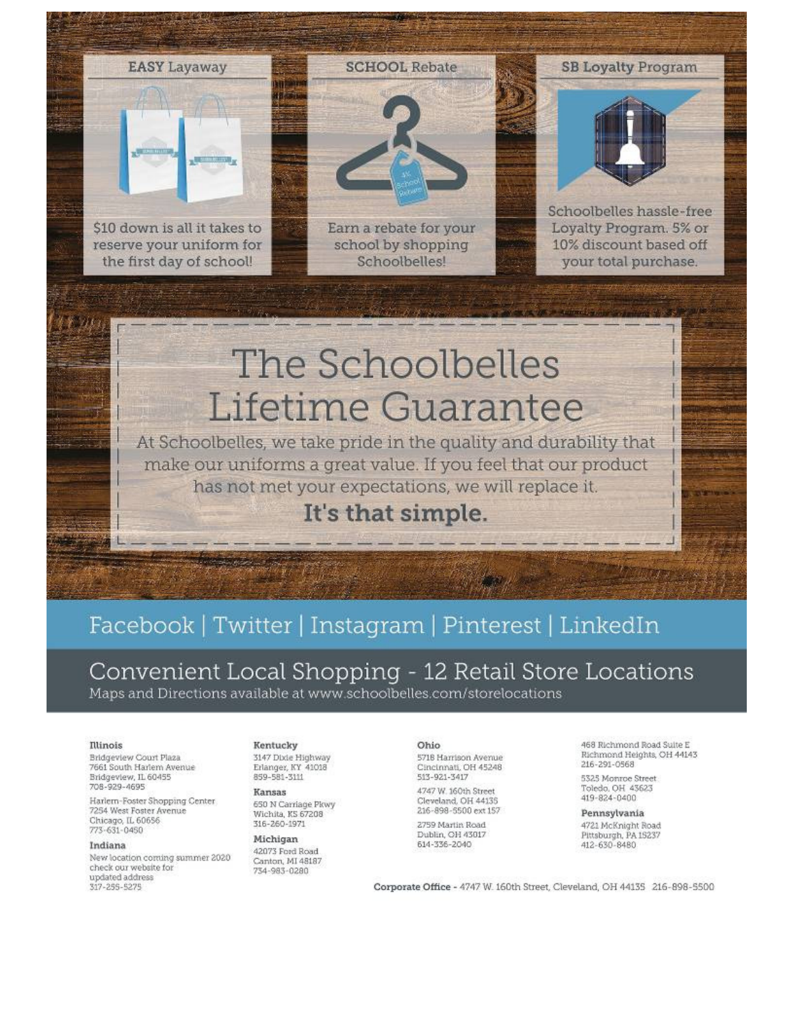### EASY Layaway

$10 down is all it takes to reserve your uniform for the first day of school!

### SCHOOL Rebate

Earn a rebate for your school by shopping Schoolbelles!

### SB Loyalty Program

Schoolbelles hassle-free Loyalty Program. 5% or 10% discount based off your total purchase.

# The Schoolbelles Lifetime Guarantee

At Schoolbelles, we take pride in the quality and durability that make our uniforms a great value. If you feel that our product has not met your expectations, we will replace it.

**It's that simple.**

Facebook | Twitter | Instagram | Pinterest | LinkedIn

## Convenient Local Shopping - 12 Retail Store Locations

Maps and Directions available at www.schoolbelles.com/storelocations

**Illinois**

Bridgeview Court Plaza
7661 South Harlem Avenue
Bridgeview, IL 60455
708-929-4695

Harlem-Foster Shopping Center
7254 West Foster Avenue
Chicago, IL 60656
773-631-0450

**Indiana**

New location coming summer 2020
check our website for
updated address
317-255-5275

**Kentucky**

3147 Dixie Highway
Erlanger, KY 41018
859-581-3111

**Kansas**

650 N Carriage Pkwy
Wichita, KS 67208
316-260-1971

**Michigan**

42073 Ford Road
Canton, MI 48187
734-983-0280

**Ohio**

5718 Harrison Avenue
Cincinnati, OH 45248
513-921-3417

4747 W. 160th Street
Cleveland, OH 44135
216-898-5500 ext 157

2759 Martin Road
Dublin, OH 43017
614-336-2040

468 Richmond Road Suite E
Richmond Heights, OH 44143
216-291-0568

5325 Monroe Street
Toledo, OH 43623
419-824-0400

**Pennsylvania**

4721 McKnight Road
Pittsburgh, PA 15237
412-630-8480

**Corporate Office** - 4747 W. 160th Street, Cleveland, OH 44135 216-898-5500